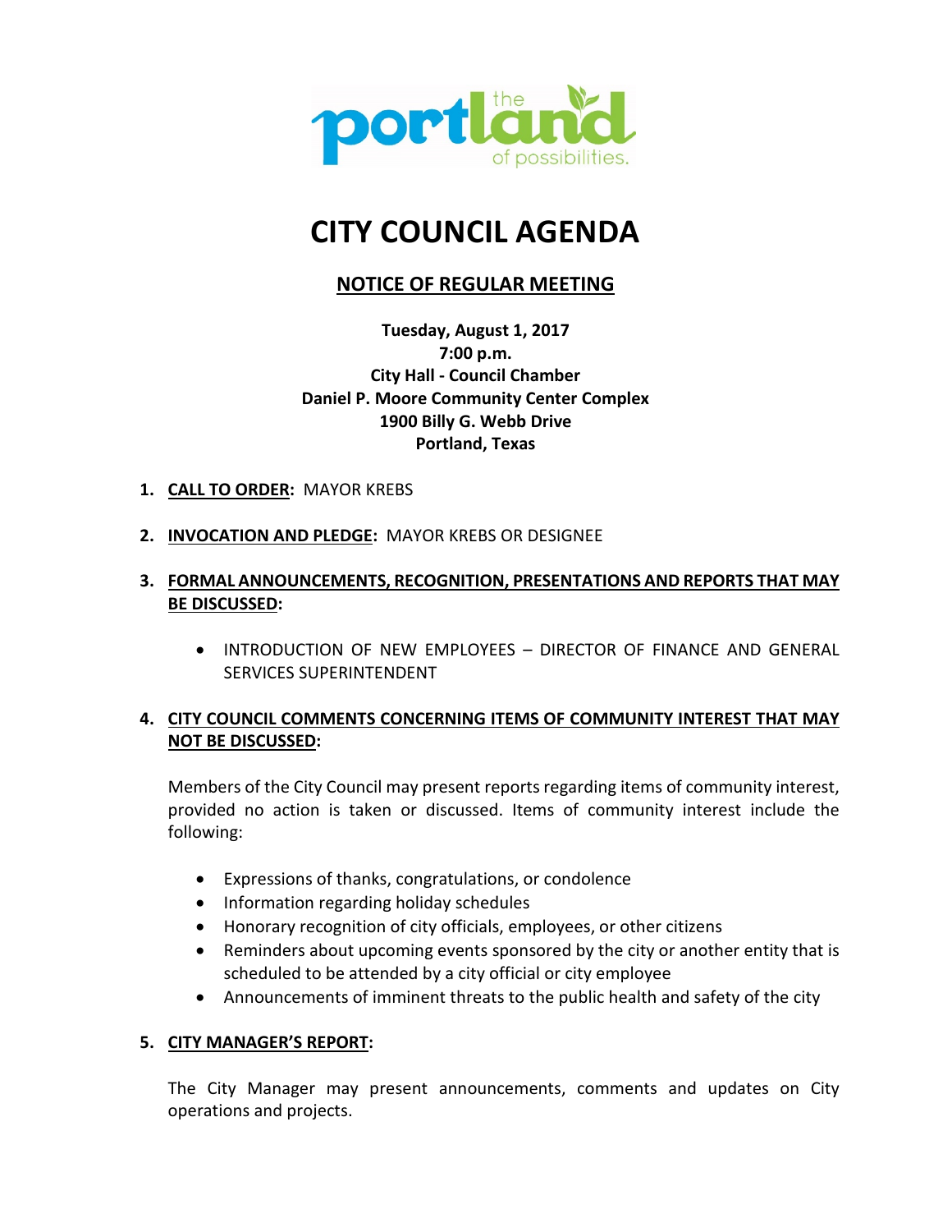# CITY COUNCIL AGENDA

## NOTICE OF REGULAR MEETING

**Tuesday, August 1, 2017**
**7:00 p.m.**
**City Hall - Council Chamber**
**Daniel P. Moore Community Center Complex**
**1900 Billy G. Webb Drive**
**Portland, Texas**

1. **CALL TO ORDER:** MAYOR KREBS

2. **INVOCATION AND PLEDGE:** MAYOR KREBS OR DESIGNEE

3. **FORMAL ANNOUNCEMENTS, RECOGNITION, PRESENTATIONS AND REPORTS THAT MAY BE DISCUSSED:**

   - INTRODUCTION OF NEW EMPLOYEES – DIRECTOR OF FINANCE AND GENERAL SERVICES SUPERINTENDENT

4. **CITY COUNCIL COMMENTS CONCERNING ITEMS OF COMMUNITY INTEREST THAT MAY NOT BE DISCUSSED:**

   Members of the City Council may present reports regarding items of community interest, provided no action is taken or discussed. Items of community interest include the following:

   - Expressions of thanks, congratulations, or condolence
   - Information regarding holiday schedules
   - Honorary recognition of city officials, employees, or other citizens
   - Reminders about upcoming events sponsored by the city or another entity that is scheduled to be attended by a city official or city employee
   - Announcements of imminent threats to the public health and safety of the city

5. **CITY MANAGER'S REPORT:**

   The City Manager may present announcements, comments and updates on City operations and projects.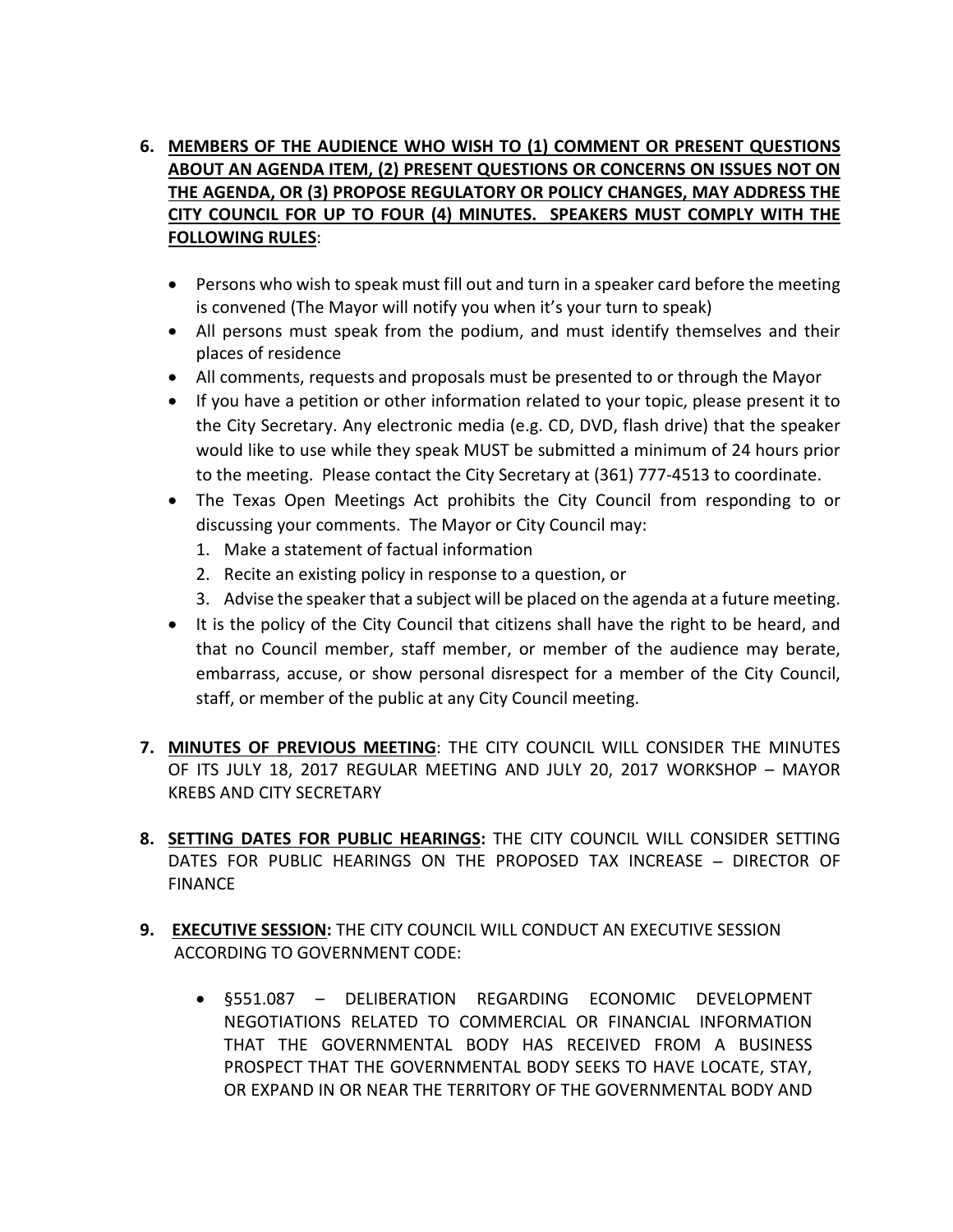6. **MEMBERS OF THE AUDIENCE WHO WISH TO (1) COMMENT OR PRESENT QUESTIONS ABOUT AN AGENDA ITEM, (2) PRESENT QUESTIONS OR CONCERNS ON ISSUES NOT ON THE AGENDA, OR (3) PROPOSE REGULATORY OR POLICY CHANGES, MAY ADDRESS THE CITY COUNCIL FOR UP TO FOUR (4) MINUTES. SPEAKERS MUST COMPLY WITH THE FOLLOWING RULES**:

   - Persons who wish to speak must fill out and turn in a speaker card before the meeting is convened (The Mayor will notify you when it's your turn to speak)
   - All persons must speak from the podium, and must identify themselves and their places of residence
   - All comments, requests and proposals must be presented to or through the Mayor
   - If you have a petition or other information related to your topic, please present it to the City Secretary. Any electronic media (e.g. CD, DVD, flash drive) that the speaker would like to use while they speak MUST be submitted a minimum of 24 hours prior to the meeting. Please contact the City Secretary at (361) 777-4513 to coordinate.
   - The Texas Open Meetings Act prohibits the City Council from responding to or discussing your comments. The Mayor or City Council may:
     1. Make a statement of factual information
     2. Recite an existing policy in response to a question, or
     3. Advise the speaker that a subject will be placed on the agenda at a future meeting.
   - It is the policy of the City Council that citizens shall have the right to be heard, and that no Council member, staff member, or member of the audience may berate, embarrass, accuse, or show personal disrespect for a member of the City Council, staff, or member of the public at any City Council meeting.

7. **MINUTES OF PREVIOUS MEETING**: THE CITY COUNCIL WILL CONSIDER THE MINUTES OF ITS JULY 18, 2017 REGULAR MEETING AND JULY 20, 2017 WORKSHOP – MAYOR KREBS AND CITY SECRETARY

8. **SETTING DATES FOR PUBLIC HEARINGS:** THE CITY COUNCIL WILL CONSIDER SETTING DATES FOR PUBLIC HEARINGS ON THE PROPOSED TAX INCREASE – DIRECTOR OF FINANCE

9. **EXECUTIVE SESSION:** THE CITY COUNCIL WILL CONDUCT AN EXECUTIVE SESSION ACCORDING TO GOVERNMENT CODE:

   - §551.087 – DELIBERATION REGARDING ECONOMIC DEVELOPMENT NEGOTIATIONS RELATED TO COMMERCIAL OR FINANCIAL INFORMATION THAT THE GOVERNMENTAL BODY HAS RECEIVED FROM A BUSINESS PROSPECT THAT THE GOVERNMENTAL BODY SEEKS TO HAVE LOCATE, STAY, OR EXPAND IN OR NEAR THE TERRITORY OF THE GOVERNMENTAL BODY AND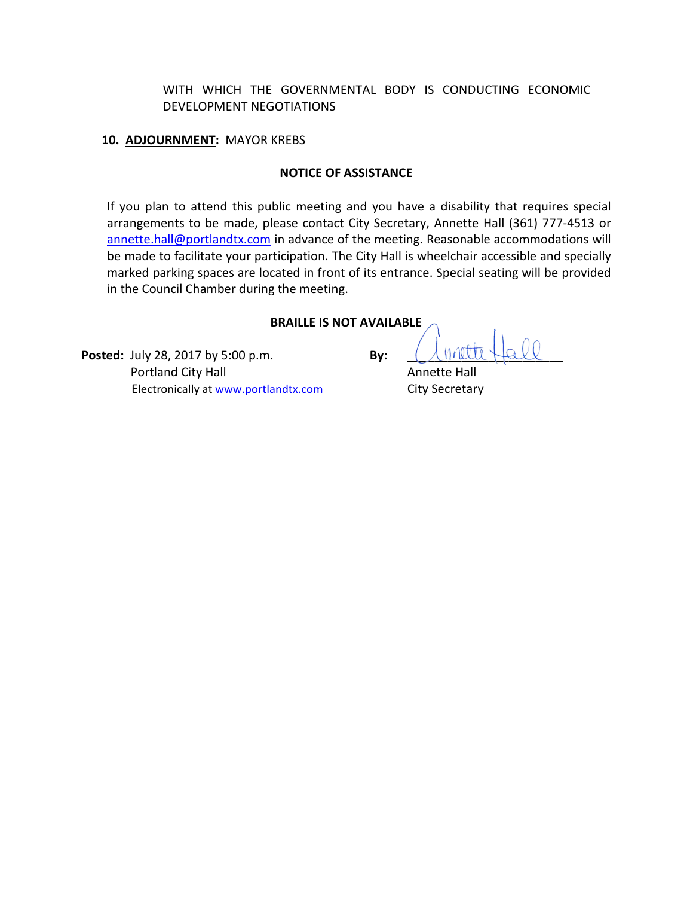WITH WHICH THE GOVERNMENTAL BODY IS CONDUCTING ECONOMIC DEVELOPMENT NEGOTIATIONS

**10. ADJOURNMENT:** MAYOR KREBS

**NOTICE OF ASSISTANCE**

If you plan to attend this public meeting and you have a disability that requires special arrangements to be made, please contact City Secretary, Annette Hall (361) 777-4513 or annette.hall@portlandtx.com in advance of the meeting. Reasonable accommodations will be made to facilitate your participation. The City Hall is wheelchair accessible and specially marked parking spaces are located in front of its entrance. Special seating will be provided in the Council Chamber during the meeting.

**BRAILLE IS NOT AVAILABLE**

**Posted:** July 28, 2017 by 5:00 p.m.
Portland City Hall
Electronically at www.portlandtx.com

**By:** ____________________
Annette Hall
City Secretary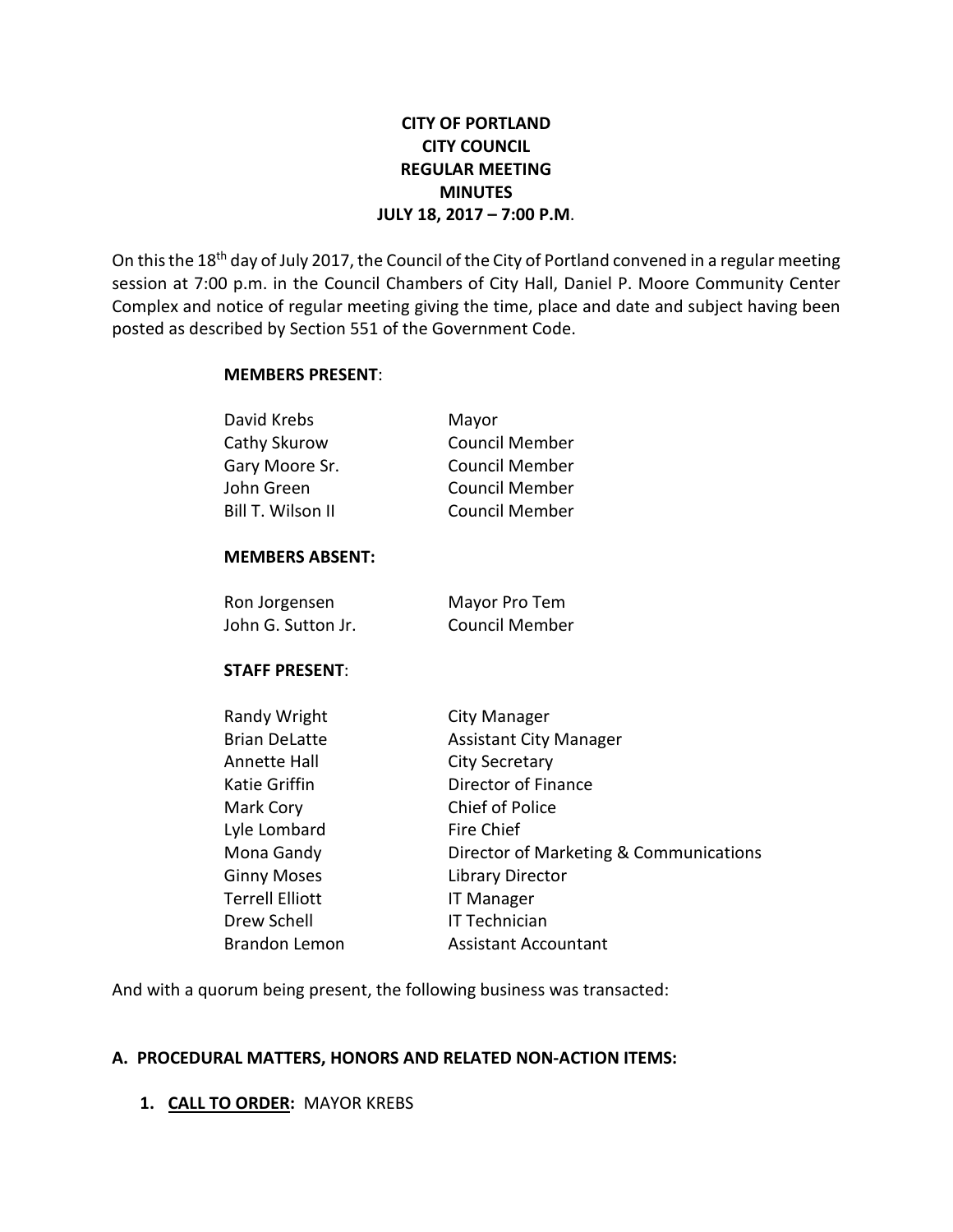**CITY OF PORTLAND**
**CITY COUNCIL**
**REGULAR MEETING**
**MINUTES**
**JULY 18, 2017 – 7:00 P.M**.

On this the 18th day of July 2017, the Council of the City of Portland convened in a regular meeting session at 7:00 p.m. in the Council Chambers of City Hall, Daniel P. Moore Community Center Complex and notice of regular meeting giving the time, place and date and subject having been posted as described by Section 551 of the Government Code.

**MEMBERS PRESENT**:

| | |
|---|---|
| David Krebs | Mayor |
| Cathy Skurow | Council Member |
| Gary Moore Sr. | Council Member |
| John Green | Council Member |
| Bill T. Wilson II | Council Member |

**MEMBERS ABSENT:**

| | |
|---|---|
| Ron Jorgensen | Mayor Pro Tem |
| John G. Sutton Jr. | Council Member |

**STAFF PRESENT**:

| | |
|---|---|
| Randy Wright | City Manager |
| Brian DeLatte | Assistant City Manager |
| Annette Hall | City Secretary |
| Katie Griffin | Director of Finance |
| Mark Cory | Chief of Police |
| Lyle Lombard | Fire Chief |
| Mona Gandy | Director of Marketing & Communications |
| Ginny Moses | Library Director |
| Terrell Elliott | IT Manager |
| Drew Schell | IT Technician |
| Brandon Lemon | Assistant Accountant |

And with a quorum being present, the following business was transacted:

**A. PROCEDURAL MATTERS, HONORS AND RELATED NON-ACTION ITEMS:**

1. **CALL TO ORDER:** MAYOR KREBS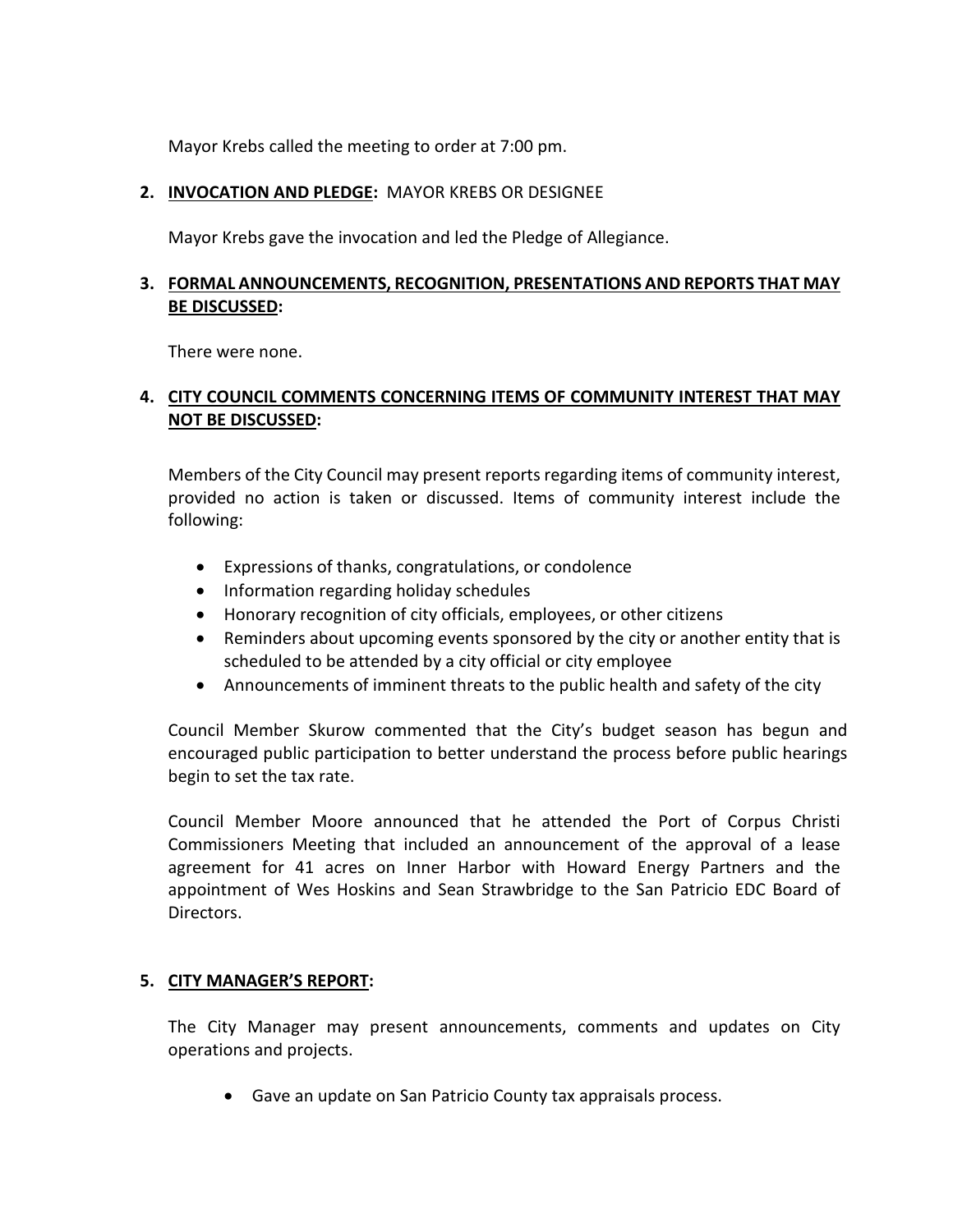Mayor Krebs called the meeting to order at 7:00 pm.

2. **INVOCATION AND PLEDGE:** MAYOR KREBS OR DESIGNEE

   Mayor Krebs gave the invocation and led the Pledge of Allegiance.

3. **FORMAL ANNOUNCEMENTS, RECOGNITION, PRESENTATIONS AND REPORTS THAT MAY BE DISCUSSED:**

   There were none.

4. **CITY COUNCIL COMMENTS CONCERNING ITEMS OF COMMUNITY INTEREST THAT MAY NOT BE DISCUSSED:**

   Members of the City Council may present reports regarding items of community interest, provided no action is taken or discussed. Items of community interest include the following:

   - Expressions of thanks, congratulations, or condolence
   - Information regarding holiday schedules
   - Honorary recognition of city officials, employees, or other citizens
   - Reminders about upcoming events sponsored by the city or another entity that is scheduled to be attended by a city official or city employee
   - Announcements of imminent threats to the public health and safety of the city

   Council Member Skurow commented that the City's budget season has begun and encouraged public participation to better understand the process before public hearings begin to set the tax rate.

   Council Member Moore announced that he attended the Port of Corpus Christi Commissioners Meeting that included an announcement of the approval of a lease agreement for 41 acres on Inner Harbor with Howard Energy Partners and the appointment of Wes Hoskins and Sean Strawbridge to the San Patricio EDC Board of Directors.

5. **CITY MANAGER'S REPORT:**

   The City Manager may present announcements, comments and updates on City operations and projects.

   - Gave an update on San Patricio County tax appraisals process.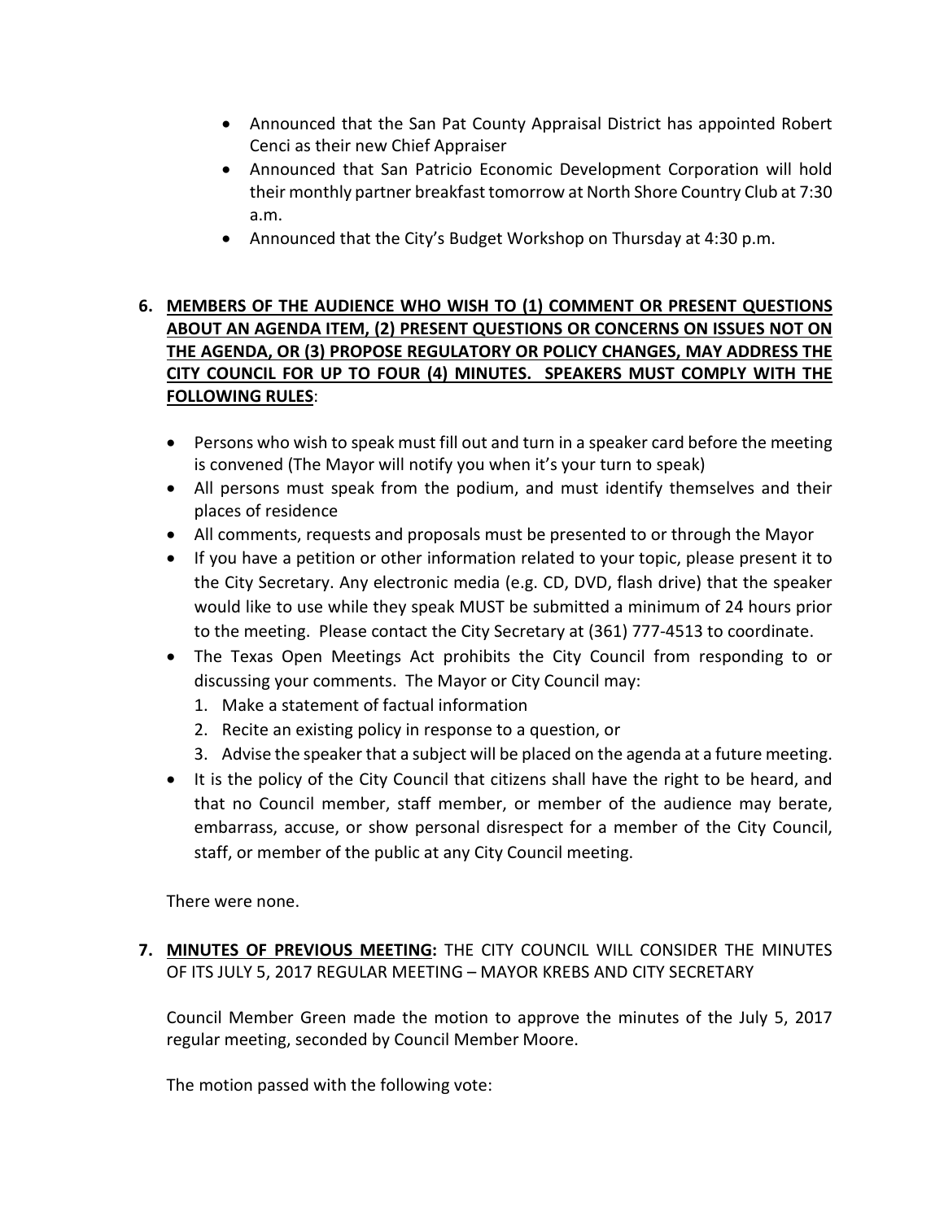- Announced that the San Pat County Appraisal District has appointed Robert Cenci as their new Chief Appraiser
- Announced that San Patricio Economic Development Corporation will hold their monthly partner breakfast tomorrow at North Shore Country Club at 7:30 a.m.
- Announced that the City's Budget Workshop on Thursday at 4:30 p.m.

**6. MEMBERS OF THE AUDIENCE WHO WISH TO (1) COMMENT OR PRESENT QUESTIONS ABOUT AN AGENDA ITEM, (2) PRESENT QUESTIONS OR CONCERNS ON ISSUES NOT ON THE AGENDA, OR (3) PROPOSE REGULATORY OR POLICY CHANGES, MAY ADDRESS THE CITY COUNCIL FOR UP TO FOUR (4) MINUTES. SPEAKERS MUST COMPLY WITH THE FOLLOWING RULES**:

- Persons who wish to speak must fill out and turn in a speaker card before the meeting is convened (The Mayor will notify you when it's your turn to speak)
- All persons must speak from the podium, and must identify themselves and their places of residence
- All comments, requests and proposals must be presented to or through the Mayor
- If you have a petition or other information related to your topic, please present it to the City Secretary. Any electronic media (e.g. CD, DVD, flash drive) that the speaker would like to use while they speak MUST be submitted a minimum of 24 hours prior to the meeting. Please contact the City Secretary at (361) 777-4513 to coordinate.
- The Texas Open Meetings Act prohibits the City Council from responding to or discussing your comments. The Mayor or City Council may:
  1. Make a statement of factual information
  2. Recite an existing policy in response to a question, or
  3. Advise the speaker that a subject will be placed on the agenda at a future meeting.
- It is the policy of the City Council that citizens shall have the right to be heard, and that no Council member, staff member, or member of the audience may berate, embarrass, accuse, or show personal disrespect for a member of the City Council, staff, or member of the public at any City Council meeting.

There were none.

**7. MINUTES OF PREVIOUS MEETING:** THE CITY COUNCIL WILL CONSIDER THE MINUTES OF ITS JULY 5, 2017 REGULAR MEETING – MAYOR KREBS AND CITY SECRETARY

Council Member Green made the motion to approve the minutes of the July 5, 2017 regular meeting, seconded by Council Member Moore.

The motion passed with the following vote: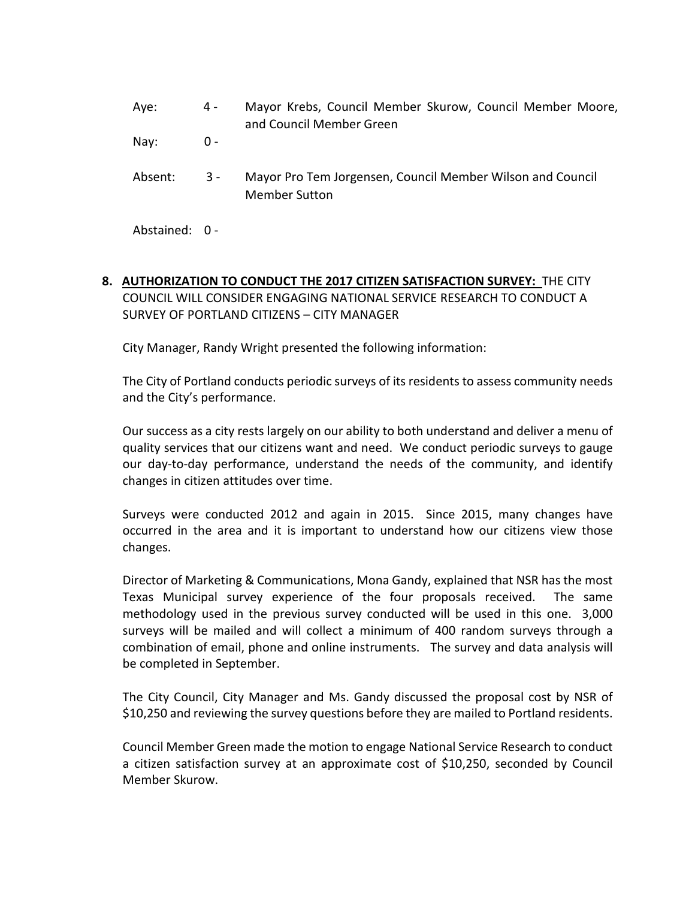| | | |
|---|---|---|
| Aye: | 4 - | Mayor Krebs, Council Member Skurow, Council Member Moore, and Council Member Green |
| Nay: | 0 - | |
| Absent: | 3 - | Mayor Pro Tem Jorgensen, Council Member Wilson and Council Member Sutton |
| Abstained: | 0 - | |

8. **AUTHORIZATION TO CONDUCT THE 2017 CITIZEN SATISFACTION SURVEY:** THE CITY COUNCIL WILL CONSIDER ENGAGING NATIONAL SERVICE RESEARCH TO CONDUCT A SURVEY OF PORTLAND CITIZENS – CITY MANAGER

   City Manager, Randy Wright presented the following information:

   The City of Portland conducts periodic surveys of its residents to assess community needs and the City's performance.

   Our success as a city rests largely on our ability to both understand and deliver a menu of quality services that our citizens want and need. We conduct periodic surveys to gauge our day-to-day performance, understand the needs of the community, and identify changes in citizen attitudes over time.

   Surveys were conducted 2012 and again in 2015. Since 2015, many changes have occurred in the area and it is important to understand how our citizens view those changes.

   Director of Marketing & Communications, Mona Gandy, explained that NSR has the most Texas Municipal survey experience of the four proposals received. The same methodology used in the previous survey conducted will be used in this one. 3,000 surveys will be mailed and will collect a minimum of 400 random surveys through a combination of email, phone and online instruments. The survey and data analysis will be completed in September.

   The City Council, City Manager and Ms. Gandy discussed the proposal cost by NSR of $10,250 and reviewing the survey questions before they are mailed to Portland residents.

   Council Member Green made the motion to engage National Service Research to conduct a citizen satisfaction survey at an approximate cost of $10,250, seconded by Council Member Skurow.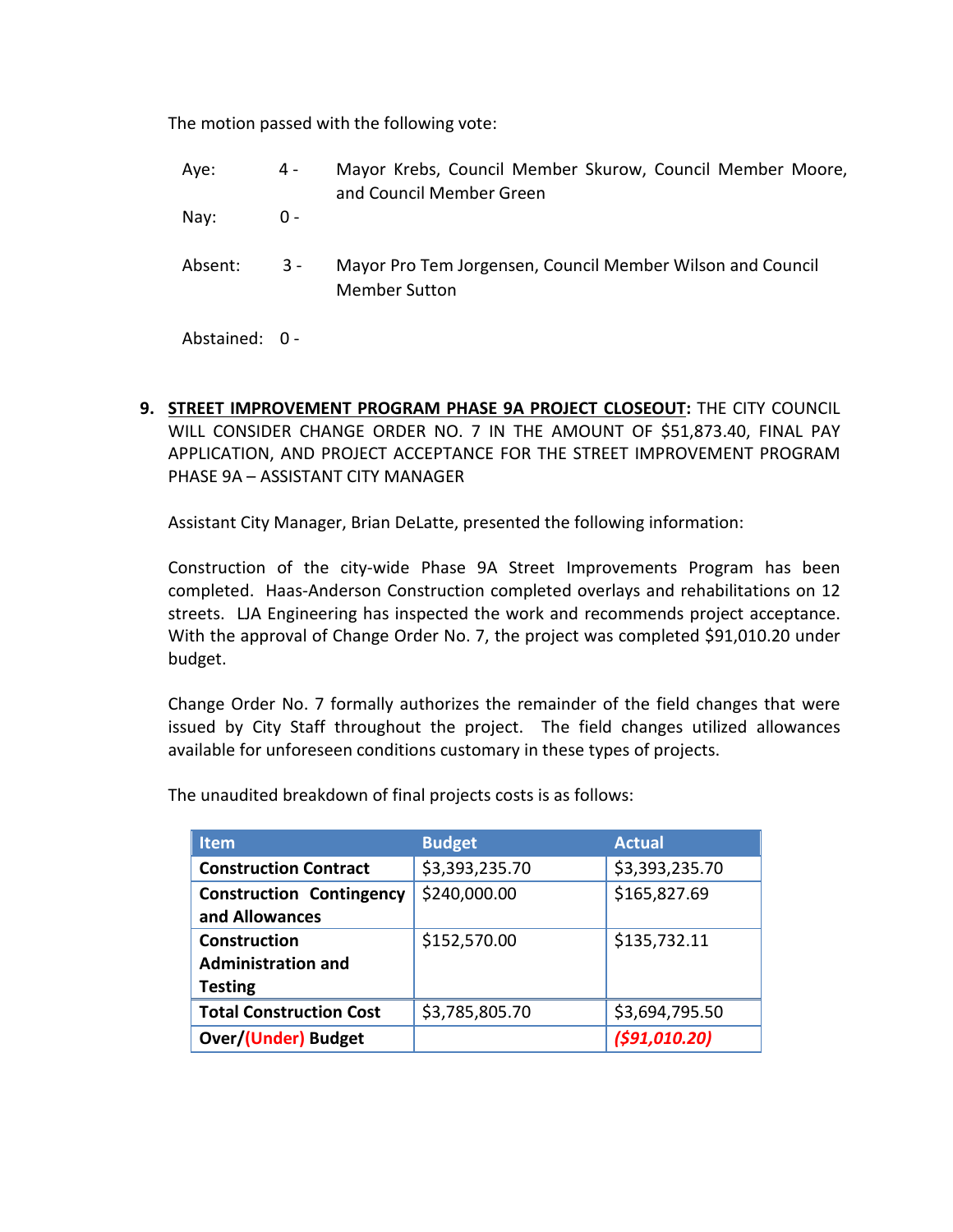The motion passed with the following vote:

| | | |
|---|---|---|
| Aye: | 4 - | Mayor Krebs, Council Member Skurow, Council Member Moore, and Council Member Green |
| Nay: | 0 - | |
| Absent: | 3 - | Mayor Pro Tem Jorgensen, Council Member Wilson and Council Member Sutton |
| Abstained: | 0 - | |

9. **STREET IMPROVEMENT PROGRAM PHASE 9A PROJECT CLOSEOUT:** THE CITY COUNCIL WILL CONSIDER CHANGE ORDER NO. 7 IN THE AMOUNT OF $51,873.40, FINAL PAY APPLICATION, AND PROJECT ACCEPTANCE FOR THE STREET IMPROVEMENT PROGRAM PHASE 9A – ASSISTANT CITY MANAGER

Assistant City Manager, Brian DeLatte, presented the following information:

Construction of the city-wide Phase 9A Street Improvements Program has been completed. Haas-Anderson Construction completed overlays and rehabilitations on 12 streets. LJA Engineering has inspected the work and recommends project acceptance. With the approval of Change Order No. 7, the project was completed $91,010.20 under budget.

Change Order No. 7 formally authorizes the remainder of the field changes that were issued by City Staff throughout the project. The field changes utilized allowances available for unforeseen conditions customary in these types of projects.

The unaudited breakdown of final projects costs is as follows:

| Item | Budget | Actual |
|---|---|---|
| **Construction Contract** | $3,393,235.70 | $3,393,235.70 |
| **Construction Contingency and Allowances** | $240,000.00 | $165,827.69 |
| **Construction Administration and Testing** | $152,570.00 | $135,732.11 |
| **Total Construction Cost** | $3,785,805.70 | $3,694,795.50 |
| **Over/(Under) Budget** | | ***($91,010.20)*** |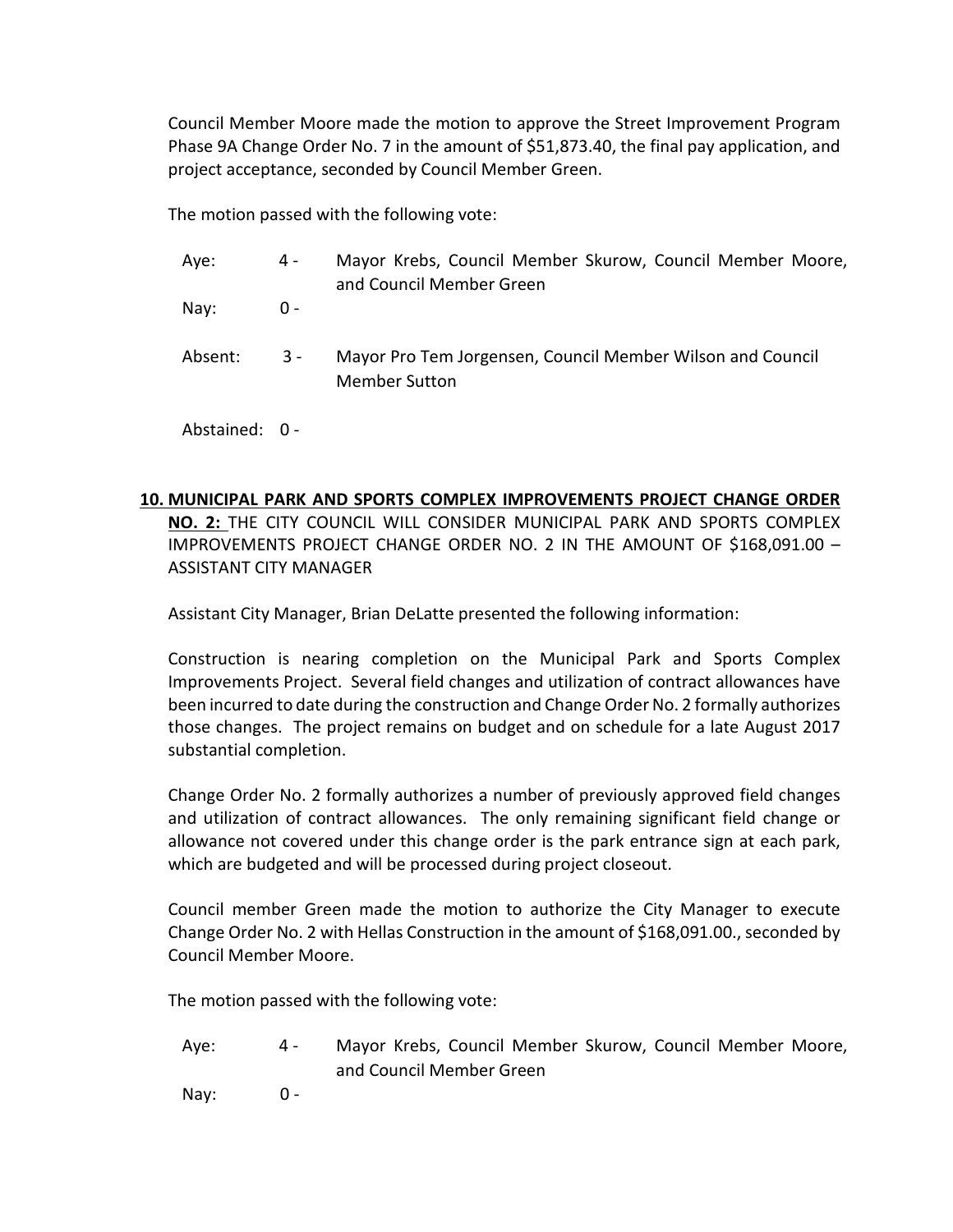Council Member Moore made the motion to approve the Street Improvement Program Phase 9A Change Order No. 7 in the amount of $51,873.40, the final pay application, and project acceptance, seconded by Council Member Green.

The motion passed with the following vote:

| | | |
|---|---|---|
| Aye: | 4 - | Mayor Krebs, Council Member Skurow, Council Member Moore, and Council Member Green |
| Nay: | 0 - | |
| Absent: | 3 - | Mayor Pro Tem Jorgensen, Council Member Wilson and Council Member Sutton |
| Abstained: | 0 - | |

**10. <u>MUNICIPAL PARK AND SPORTS COMPLEX IMPROVEMENTS PROJECT CHANGE ORDER NO. 2:</u>** THE CITY COUNCIL WILL CONSIDER MUNICIPAL PARK AND SPORTS COMPLEX IMPROVEMENTS PROJECT CHANGE ORDER NO. 2 IN THE AMOUNT OF $168,091.00 – ASSISTANT CITY MANAGER

Assistant City Manager, Brian DeLatte presented the following information:

Construction is nearing completion on the Municipal Park and Sports Complex Improvements Project. Several field changes and utilization of contract allowances have been incurred to date during the construction and Change Order No. 2 formally authorizes those changes. The project remains on budget and on schedule for a late August 2017 substantial completion.

Change Order No. 2 formally authorizes a number of previously approved field changes and utilization of contract allowances. The only remaining significant field change or allowance not covered under this change order is the park entrance sign at each park, which are budgeted and will be processed during project closeout.

Council member Green made the motion to authorize the City Manager to execute Change Order No. 2 with Hellas Construction in the amount of $168,091.00., seconded by Council Member Moore.

The motion passed with the following vote:

| | | |
|---|---|---|
| Aye: | 4 - | Mayor Krebs, Council Member Skurow, Council Member Moore, and Council Member Green |
| Nay: | 0 - | |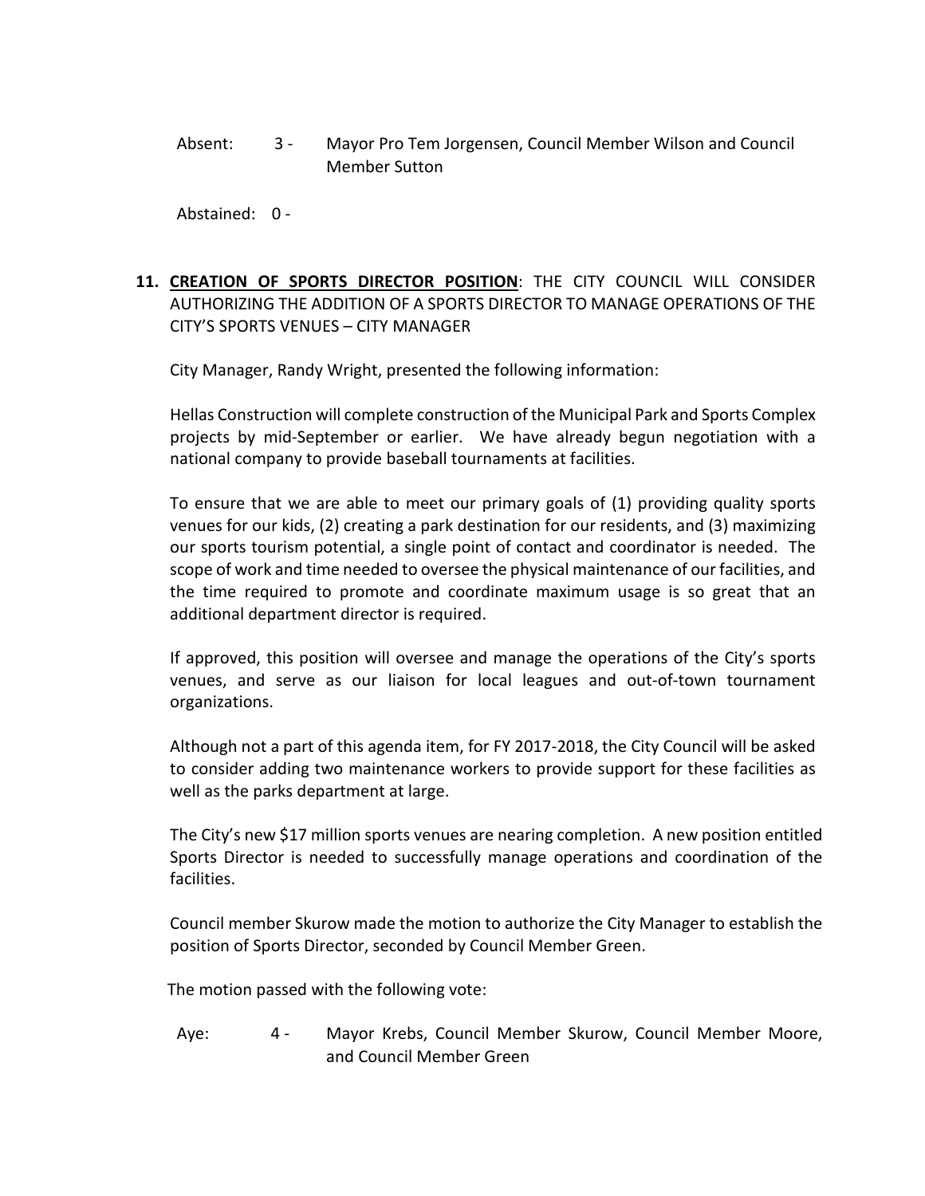Absent: 3 - Mayor Pro Tem Jorgensen, Council Member Wilson and Council Member Sutton

Abstained: 0 -

**11. <u>CREATION OF SPORTS DIRECTOR POSITION</u>**: THE CITY COUNCIL WILL CONSIDER AUTHORIZING THE ADDITION OF A SPORTS DIRECTOR TO MANAGE OPERATIONS OF THE CITY'S SPORTS VENUES – CITY MANAGER

City Manager, Randy Wright, presented the following information:

Hellas Construction will complete construction of the Municipal Park and Sports Complex projects by mid-September or earlier. We have already begun negotiation with a national company to provide baseball tournaments at facilities.

To ensure that we are able to meet our primary goals of (1) providing quality sports venues for our kids, (2) creating a park destination for our residents, and (3) maximizing our sports tourism potential, a single point of contact and coordinator is needed. The scope of work and time needed to oversee the physical maintenance of our facilities, and the time required to promote and coordinate maximum usage is so great that an additional department director is required.

If approved, this position will oversee and manage the operations of the City's sports venues, and serve as our liaison for local leagues and out-of-town tournament organizations.

Although not a part of this agenda item, for FY 2017-2018, the City Council will be asked to consider adding two maintenance workers to provide support for these facilities as well as the parks department at large.

The City's new $17 million sports venues are nearing completion. A new position entitled Sports Director is needed to successfully manage operations and coordination of the facilities.

Council member Skurow made the motion to authorize the City Manager to establish the position of Sports Director, seconded by Council Member Green.

The motion passed with the following vote:

Aye: 4 - Mayor Krebs, Council Member Skurow, Council Member Moore, and Council Member Green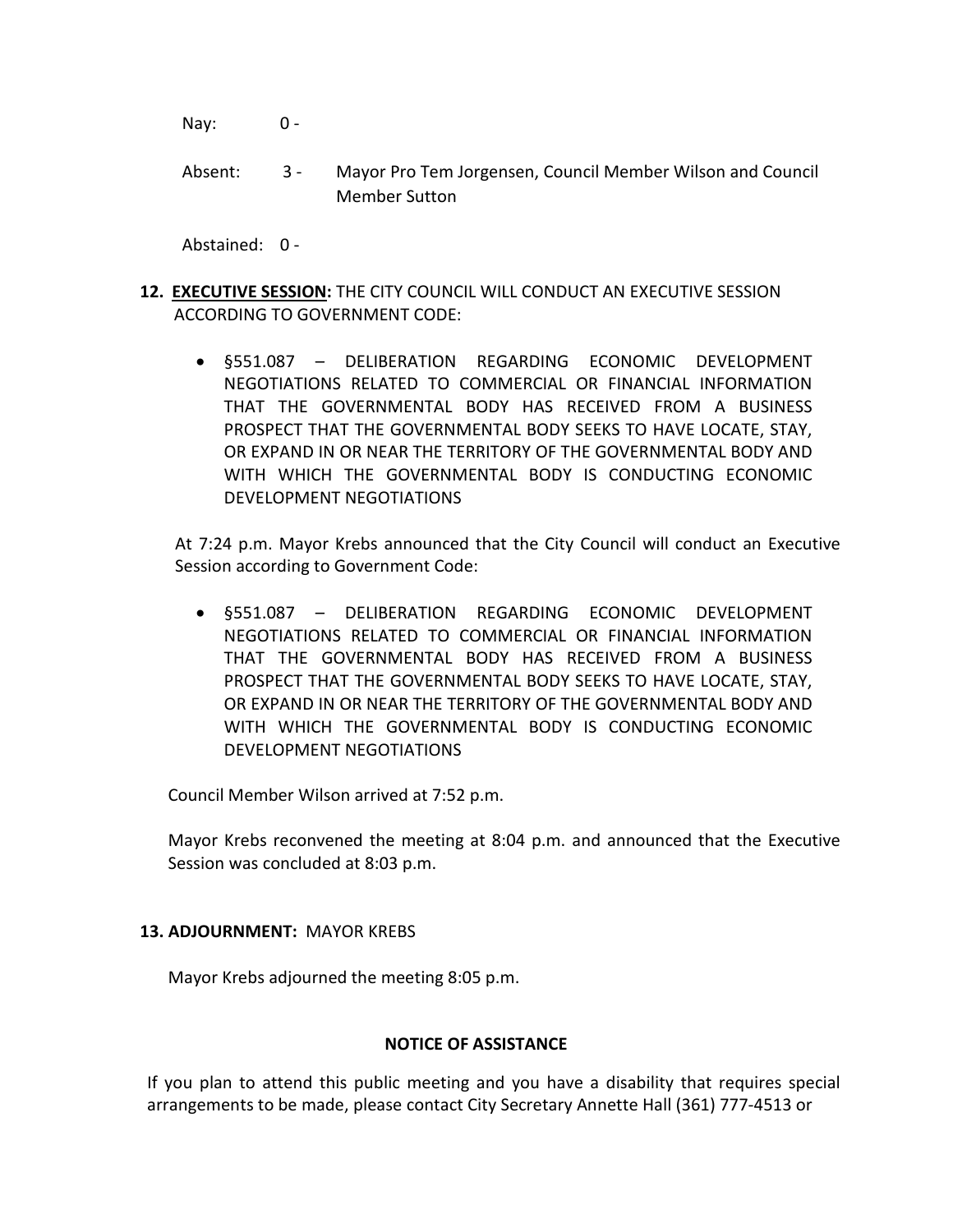Nay: 0 -

Absent: 3 - Mayor Pro Tem Jorgensen, Council Member Wilson and Council Member Sutton

Abstained: 0 -

**12. <u>EXECUTIVE SESSION</u>:** THE CITY COUNCIL WILL CONDUCT AN EXECUTIVE SESSION ACCORDING TO GOVERNMENT CODE:

- §551.087 – DELIBERATION REGARDING ECONOMIC DEVELOPMENT NEGOTIATIONS RELATED TO COMMERCIAL OR FINANCIAL INFORMATION THAT THE GOVERNMENTAL BODY HAS RECEIVED FROM A BUSINESS PROSPECT THAT THE GOVERNMENTAL BODY SEEKS TO HAVE LOCATE, STAY, OR EXPAND IN OR NEAR THE TERRITORY OF THE GOVERNMENTAL BODY AND WITH WHICH THE GOVERNMENTAL BODY IS CONDUCTING ECONOMIC DEVELOPMENT NEGOTIATIONS

At 7:24 p.m. Mayor Krebs announced that the City Council will conduct an Executive Session according to Government Code:

- §551.087 – DELIBERATION REGARDING ECONOMIC DEVELOPMENT NEGOTIATIONS RELATED TO COMMERCIAL OR FINANCIAL INFORMATION THAT THE GOVERNMENTAL BODY HAS RECEIVED FROM A BUSINESS PROSPECT THAT THE GOVERNMENTAL BODY SEEKS TO HAVE LOCATE, STAY, OR EXPAND IN OR NEAR THE TERRITORY OF THE GOVERNMENTAL BODY AND WITH WHICH THE GOVERNMENTAL BODY IS CONDUCTING ECONOMIC DEVELOPMENT NEGOTIATIONS

Council Member Wilson arrived at 7:52 p.m.

Mayor Krebs reconvened the meeting at 8:04 p.m. and announced that the Executive Session was concluded at 8:03 p.m.

**13. ADJOURNMENT:** MAYOR KREBS

Mayor Krebs adjourned the meeting 8:05 p.m.

**NOTICE OF ASSISTANCE**

If you plan to attend this public meeting and you have a disability that requires special arrangements to be made, please contact City Secretary Annette Hall (361) 777-4513 or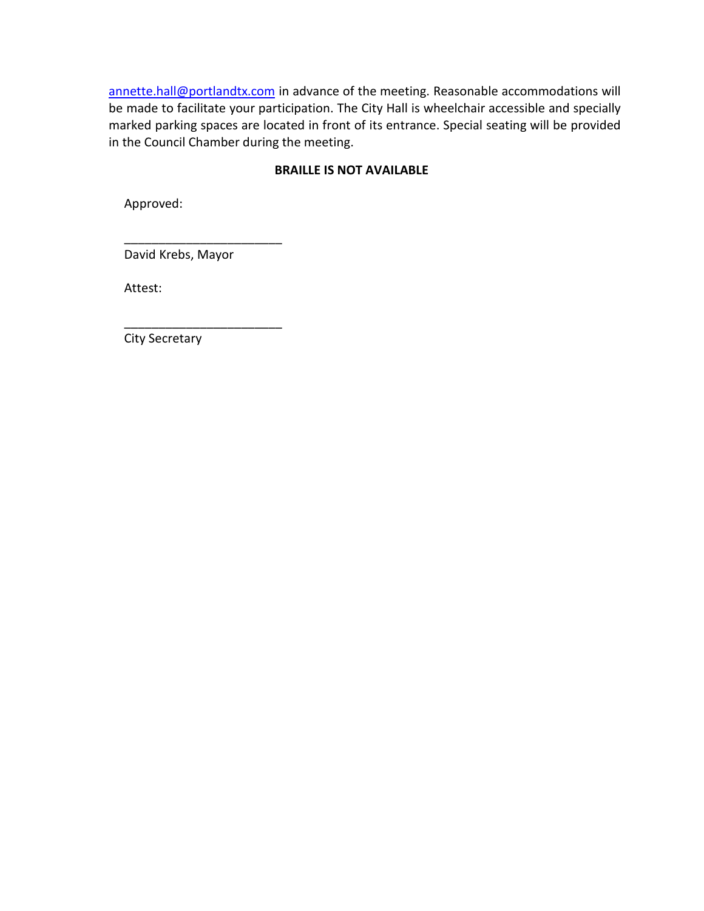annette.hall@portlandtx.com in advance of the meeting. Reasonable accommodations will be made to facilitate your participation. The City Hall is wheelchair accessible and specially marked parking spaces are located in front of its entrance. Special seating will be provided in the Council Chamber during the meeting.

**BRAILLE IS NOT AVAILABLE**

Approved:

_______________________
David Krebs, Mayor

Attest:

_______________________
City Secretary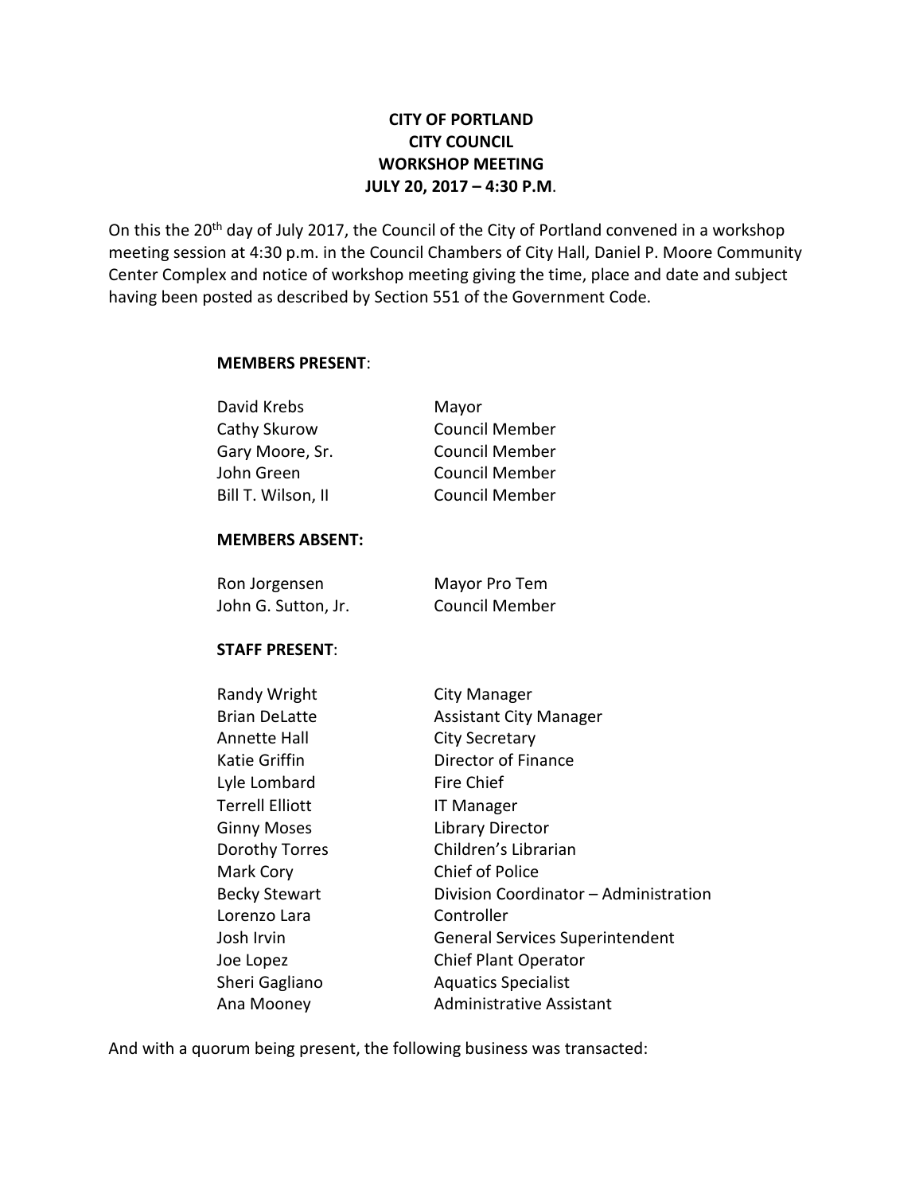**CITY OF PORTLAND**
**CITY COUNCIL**
**WORKSHOP MEETING**
**JULY 20, 2017 – 4:30 P.M.**

On this the 20th day of July 2017, the Council of the City of Portland convened in a workshop meeting session at 4:30 p.m. in the Council Chambers of City Hall, Daniel P. Moore Community Center Complex and notice of workshop meeting giving the time, place and date and subject having been posted as described by Section 551 of the Government Code.

**MEMBERS PRESENT**:

| | |
|---|---|
| David Krebs | Mayor |
| Cathy Skurow | Council Member |
| Gary Moore, Sr. | Council Member |
| John Green | Council Member |
| Bill T. Wilson, II | Council Member |

**MEMBERS ABSENT:**

| | |
|---|---|
| Ron Jorgensen | Mayor Pro Tem |
| John G. Sutton, Jr. | Council Member |

**STAFF PRESENT**:

| | |
|---|---|
| Randy Wright | City Manager |
| Brian DeLatte | Assistant City Manager |
| Annette Hall | City Secretary |
| Katie Griffin | Director of Finance |
| Lyle Lombard | Fire Chief |
| Terrell Elliott | IT Manager |
| Ginny Moses | Library Director |
| Dorothy Torres | Children's Librarian |
| Mark Cory | Chief of Police |
| Becky Stewart | Division Coordinator – Administration |
| Lorenzo Lara | Controller |
| Josh Irvin | General Services Superintendent |
| Joe Lopez | Chief Plant Operator |
| Sheri Gagliano | Aquatics Specialist |
| Ana Mooney | Administrative Assistant |

And with a quorum being present, the following business was transacted: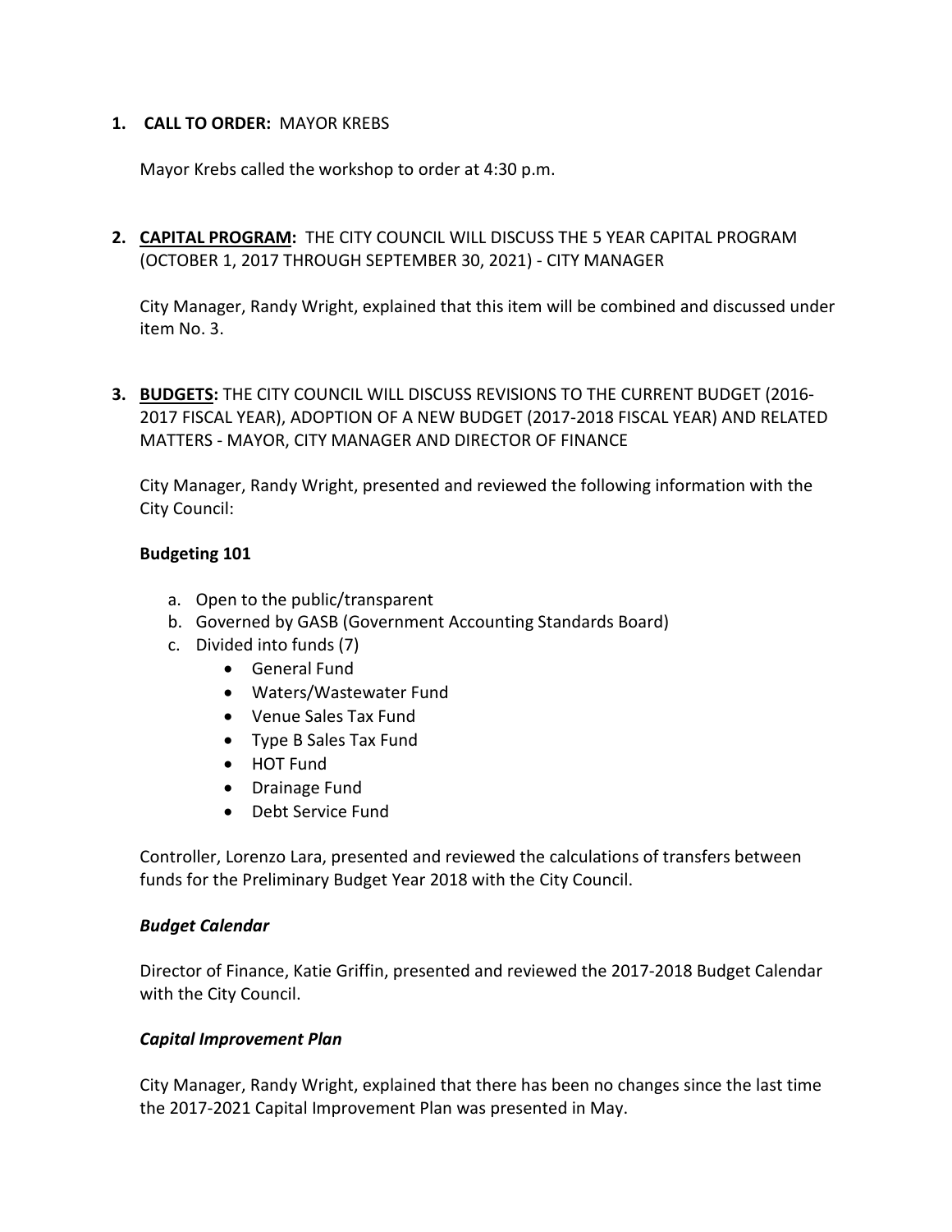1. **CALL TO ORDER:** MAYOR KREBS

   Mayor Krebs called the workshop to order at 4:30 p.m.

2. **CAPITAL PROGRAM:** THE CITY COUNCIL WILL DISCUSS THE 5 YEAR CAPITAL PROGRAM (OCTOBER 1, 2017 THROUGH SEPTEMBER 30, 2021) - CITY MANAGER

   City Manager, Randy Wright, explained that this item will be combined and discussed under item No. 3.

3. **BUDGETS:** THE CITY COUNCIL WILL DISCUSS REVISIONS TO THE CURRENT BUDGET (2016-2017 FISCAL YEAR), ADOPTION OF A NEW BUDGET (2017-2018 FISCAL YEAR) AND RELATED MATTERS - MAYOR, CITY MANAGER AND DIRECTOR OF FINANCE

   City Manager, Randy Wright, presented and reviewed the following information with the City Council:

   **Budgeting 101**

   a. Open to the public/transparent
   b. Governed by GASB (Government Accounting Standards Board)
   c. Divided into funds (7)
      - General Fund
      - Waters/Wastewater Fund
      - Venue Sales Tax Fund
      - Type B Sales Tax Fund
      - HOT Fund
      - Drainage Fund
      - Debt Service Fund

   Controller, Lorenzo Lara, presented and reviewed the calculations of transfers between funds for the Preliminary Budget Year 2018 with the City Council.

   ***Budget Calendar***

   Director of Finance, Katie Griffin, presented and reviewed the 2017-2018 Budget Calendar with the City Council.

   ***Capital Improvement Plan***

   City Manager, Randy Wright, explained that there has been no changes since the last time the 2017-2021 Capital Improvement Plan was presented in May.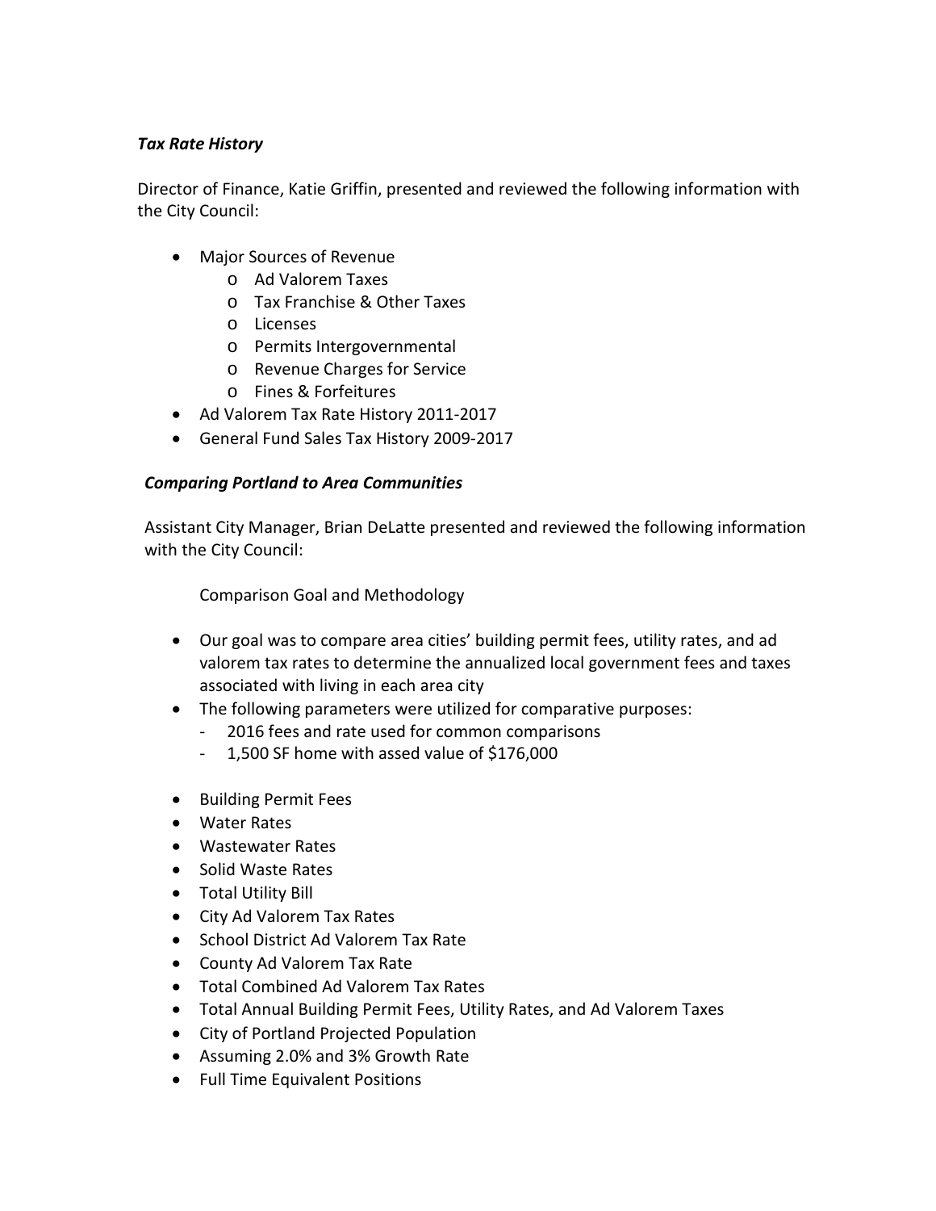***Tax Rate History***

Director of Finance, Katie Griffin, presented and reviewed the following information with the City Council:

- Major Sources of Revenue
  - Ad Valorem Taxes
  - Tax Franchise & Other Taxes
  - Licenses
  - Permits Intergovernmental
  - Revenue Charges for Service
  - Fines & Forfeitures
- Ad Valorem Tax Rate History 2011-2017
- General Fund Sales Tax History 2009-2017

***Comparing Portland to Area Communities***

Assistant City Manager, Brian DeLatte presented and reviewed the following information with the City Council:

Comparison Goal and Methodology

- Our goal was to compare area cities' building permit fees, utility rates, and ad valorem tax rates to determine the annualized local government fees and taxes associated with living in each area city
- The following parameters were utilized for comparative purposes:
  - 2016 fees and rate used for common comparisons
  - 1,500 SF home with assed value of $176,000

- Building Permit Fees
- Water Rates
- Wastewater Rates
- Solid Waste Rates
- Total Utility Bill
- City Ad Valorem Tax Rates
- School District Ad Valorem Tax Rate
- County Ad Valorem Tax Rate
- Total Combined Ad Valorem Tax Rates
- Total Annual Building Permit Fees, Utility Rates, and Ad Valorem Taxes
- City of Portland Projected Population
- Assuming 2.0% and 3% Growth Rate
- Full Time Equivalent Positions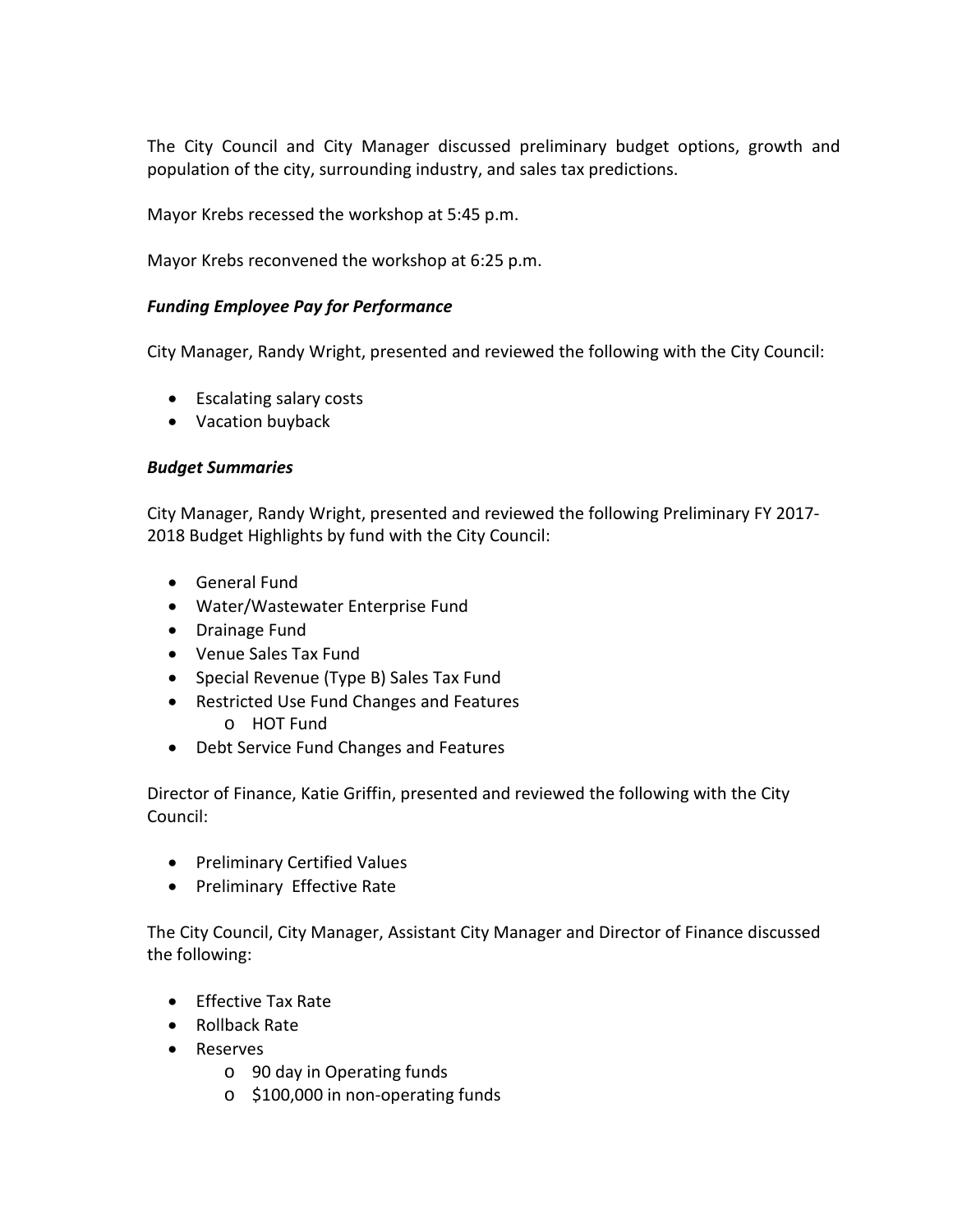The City Council and City Manager discussed preliminary budget options, growth and population of the city, surrounding industry, and sales tax predictions.

Mayor Krebs recessed the workshop at 5:45 p.m.

Mayor Krebs reconvened the workshop at 6:25 p.m.

***Funding Employee Pay for Performance***

City Manager, Randy Wright, presented and reviewed the following with the City Council:

- Escalating salary costs
- Vacation buyback

***Budget Summaries***

City Manager, Randy Wright, presented and reviewed the following Preliminary FY 2017-2018 Budget Highlights by fund with the City Council:

- General Fund
- Water/Wastewater Enterprise Fund
- Drainage Fund
- Venue Sales Tax Fund
- Special Revenue (Type B) Sales Tax Fund
- Restricted Use Fund Changes and Features
    - HOT Fund
- Debt Service Fund Changes and Features

Director of Finance, Katie Griffin, presented and reviewed the following with the City Council:

- Preliminary Certified Values
- Preliminary Effective Rate

The City Council, City Manager, Assistant City Manager and Director of Finance discussed the following:

- Effective Tax Rate
- Rollback Rate
- Reserves
    - 90 day in Operating funds
    - $100,000 in non-operating funds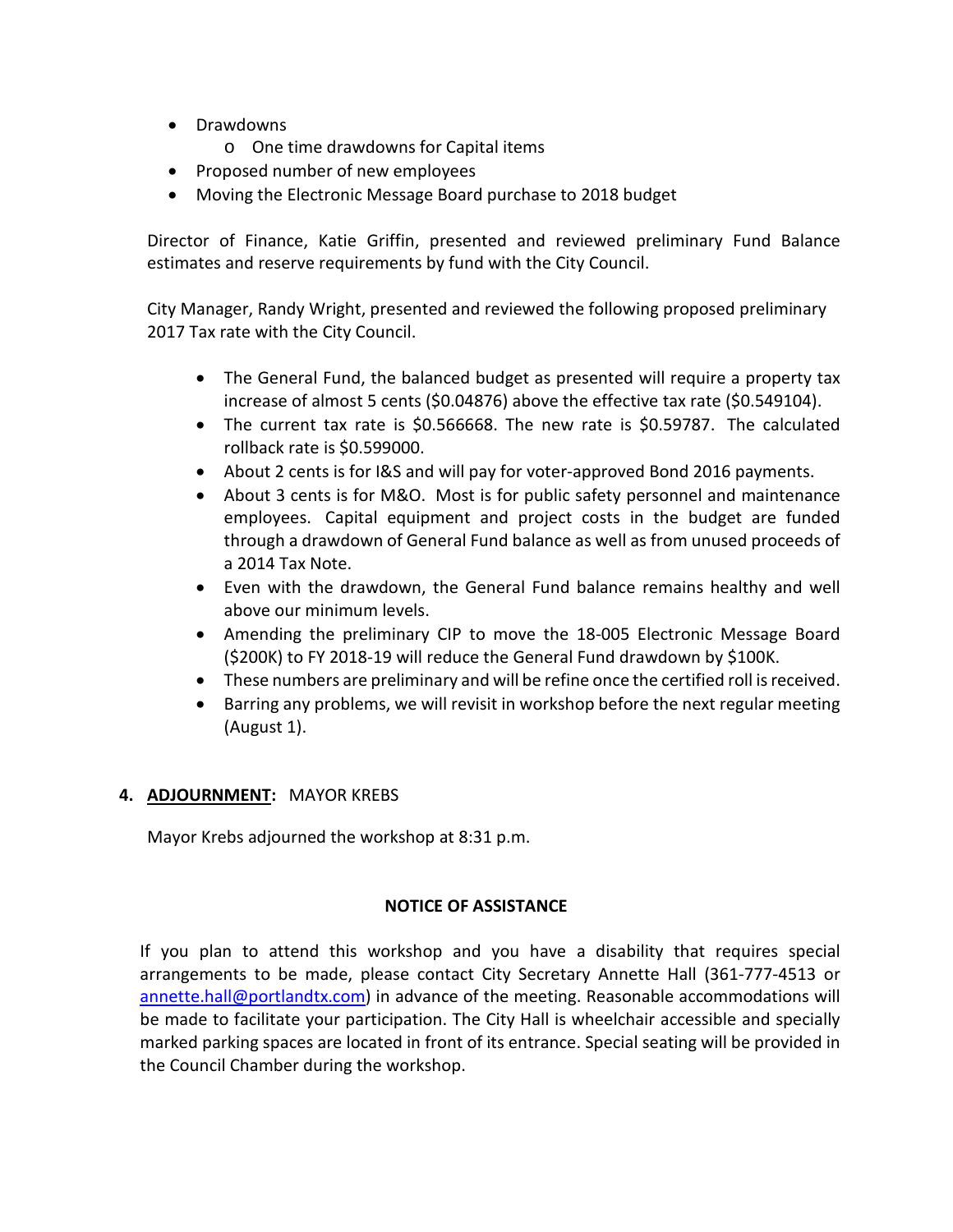- Drawdowns
    - One time drawdowns for Capital items
- Proposed number of new employees
- Moving the Electronic Message Board purchase to 2018 budget

Director of Finance, Katie Griffin, presented and reviewed preliminary Fund Balance estimates and reserve requirements by fund with the City Council.

City Manager, Randy Wright, presented and reviewed the following proposed preliminary 2017 Tax rate with the City Council.

- The General Fund, the balanced budget as presented will require a property tax increase of almost 5 cents ($0.04876) above the effective tax rate ($0.549104).
- The current tax rate is $0.566668. The new rate is $0.59787. The calculated rollback rate is $0.599000.
- About 2 cents is for I&S and will pay for voter-approved Bond 2016 payments.
- About 3 cents is for M&O. Most is for public safety personnel and maintenance employees. Capital equipment and project costs in the budget are funded through a drawdown of General Fund balance as well as from unused proceeds of a 2014 Tax Note.
- Even with the drawdown, the General Fund balance remains healthy and well above our minimum levels.
- Amending the preliminary CIP to move the 18-005 Electronic Message Board ($200K) to FY 2018-19 will reduce the General Fund drawdown by $100K.
- These numbers are preliminary and will be refine once the certified roll is received.
- Barring any problems, we will revisit in workshop before the next regular meeting (August 1).

**4. <u>ADJOURNMENT</u>:** MAYOR KREBS

Mayor Krebs adjourned the workshop at 8:31 p.m.

**NOTICE OF ASSISTANCE**

If you plan to attend this workshop and you have a disability that requires special arrangements to be made, please contact City Secretary Annette Hall (361-777-4513 or annette.hall@portlandtx.com) in advance of the meeting. Reasonable accommodations will be made to facilitate your participation. The City Hall is wheelchair accessible and specially marked parking spaces are located in front of its entrance. Special seating will be provided in the Council Chamber during the workshop.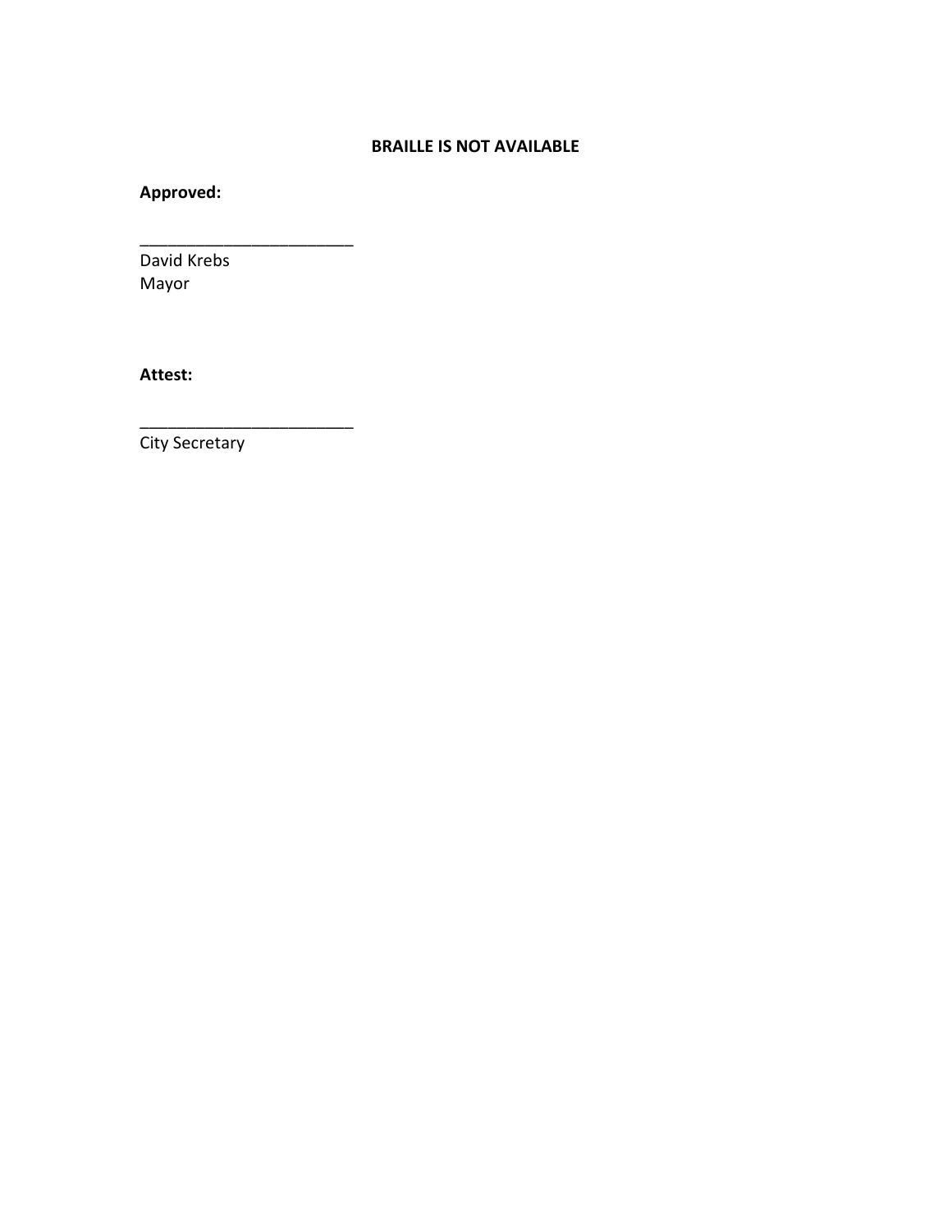**BRAILLE IS NOT AVAILABLE**

**Approved:**

_______________________
David Krebs
Mayor

**Attest:**

_______________________
City Secretary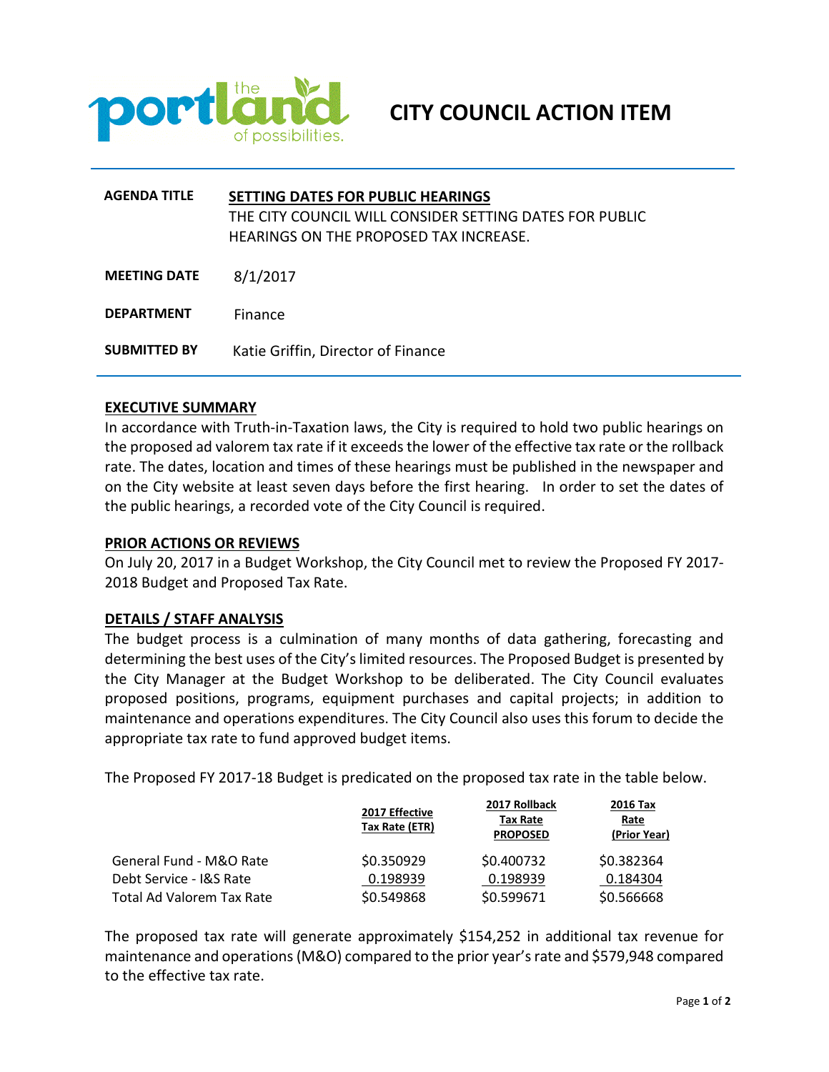# CITY COUNCIL ACTION ITEM

**AGENDA TITLE** **SETTING DATES FOR PUBLIC HEARINGS**
THE CITY COUNCIL WILL CONSIDER SETTING DATES FOR PUBLIC HEARINGS ON THE PROPOSED TAX INCREASE.

**MEETING DATE** 8/1/2017

**DEPARTMENT** Finance

**SUBMITTED BY** Katie Griffin, Director of Finance

## EXECUTIVE SUMMARY

In accordance with Truth-in-Taxation laws, the City is required to hold two public hearings on the proposed ad valorem tax rate if it exceeds the lower of the effective tax rate or the rollback rate. The dates, location and times of these hearings must be published in the newspaper and on the City website at least seven days before the first hearing. In order to set the dates of the public hearings, a recorded vote of the City Council is required.

## PRIOR ACTIONS OR REVIEWS

On July 20, 2017 in a Budget Workshop, the City Council met to review the Proposed FY 2017-2018 Budget and Proposed Tax Rate.

## DETAILS / STAFF ANALYSIS

The budget process is a culmination of many months of data gathering, forecasting and determining the best uses of the City's limited resources. The Proposed Budget is presented by the City Manager at the Budget Workshop to be deliberated. The City Council evaluates proposed positions, programs, equipment purchases and capital projects; in addition to maintenance and operations expenditures. The City Council also uses this forum to decide the appropriate tax rate to fund approved budget items.

The Proposed FY 2017-18 Budget is predicated on the proposed tax rate in the table below.

| | 2017 Effective Tax Rate (ETR) | 2017 Rollback Tax Rate PROPOSED | 2016 Tax Rate (Prior Year) |
|---|---|---|---|
| General Fund - M&O Rate | $0.350929 | $0.400732 | $0.382364 |
| Debt Service - I&S Rate | 0.198939 | 0.198939 | 0.184304 |
| Total Ad Valorem Tax Rate | $0.549868 | $0.599671 | $0.566668 |

The proposed tax rate will generate approximately $154,252 in additional tax revenue for maintenance and operations (M&O) compared to the prior year's rate and $579,948 compared to the effective tax rate.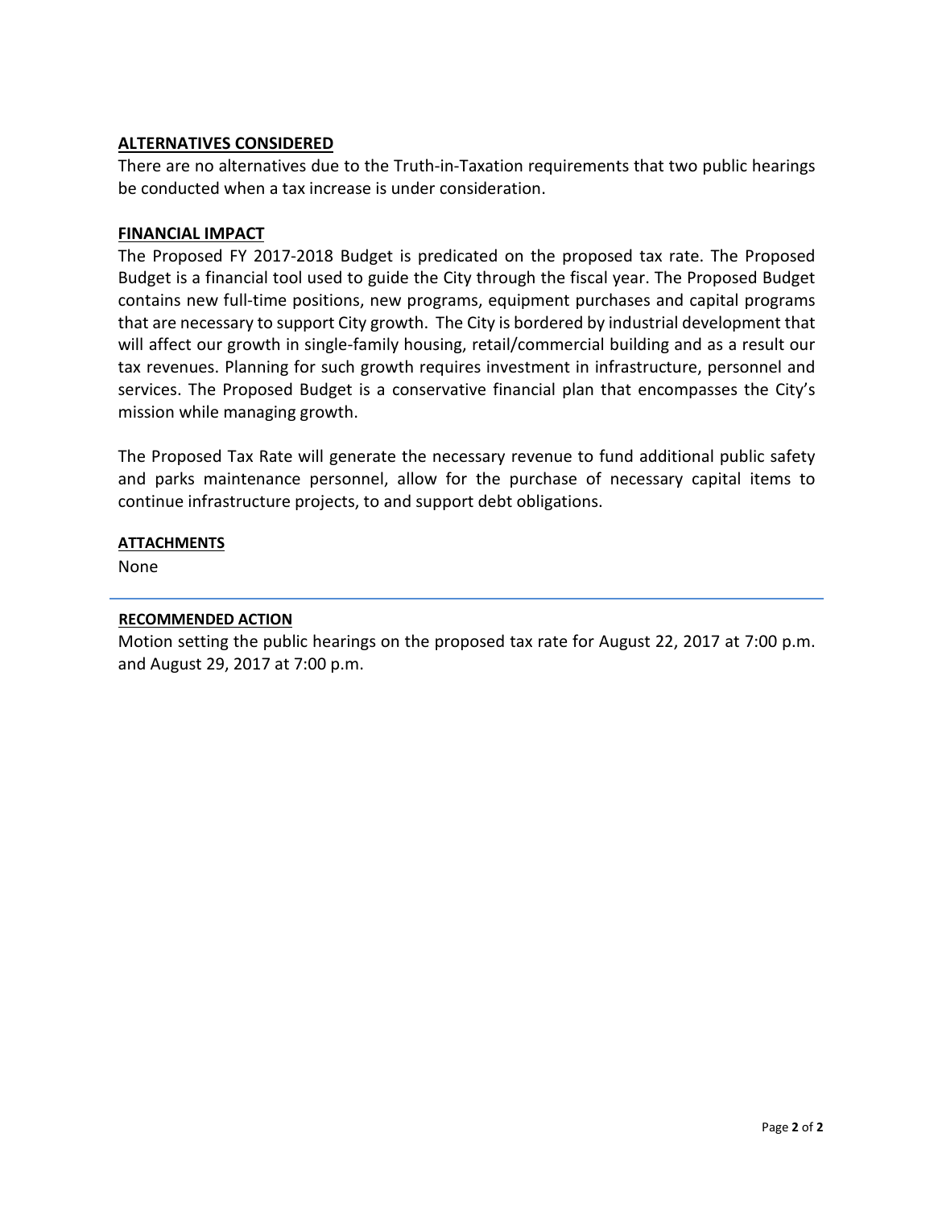**ALTERNATIVES CONSIDERED**

There are no alternatives due to the Truth-in-Taxation requirements that two public hearings be conducted when a tax increase is under consideration.

**FINANCIAL IMPACT**

The Proposed FY 2017-2018 Budget is predicated on the proposed tax rate. The Proposed Budget is a financial tool used to guide the City through the fiscal year. The Proposed Budget contains new full-time positions, new programs, equipment purchases and capital programs that are necessary to support City growth. The City is bordered by industrial development that will affect our growth in single-family housing, retail/commercial building and as a result our tax revenues. Planning for such growth requires investment in infrastructure, personnel and services. The Proposed Budget is a conservative financial plan that encompasses the City's mission while managing growth.

The Proposed Tax Rate will generate the necessary revenue to fund additional public safety and parks maintenance personnel, allow for the purchase of necessary capital items to continue infrastructure projects, to and support debt obligations.

**ATTACHMENTS**

None

**RECOMMENDED ACTION**

Motion setting the public hearings on the proposed tax rate for August 22, 2017 at 7:00 p.m. and August 29, 2017 at 7:00 p.m.